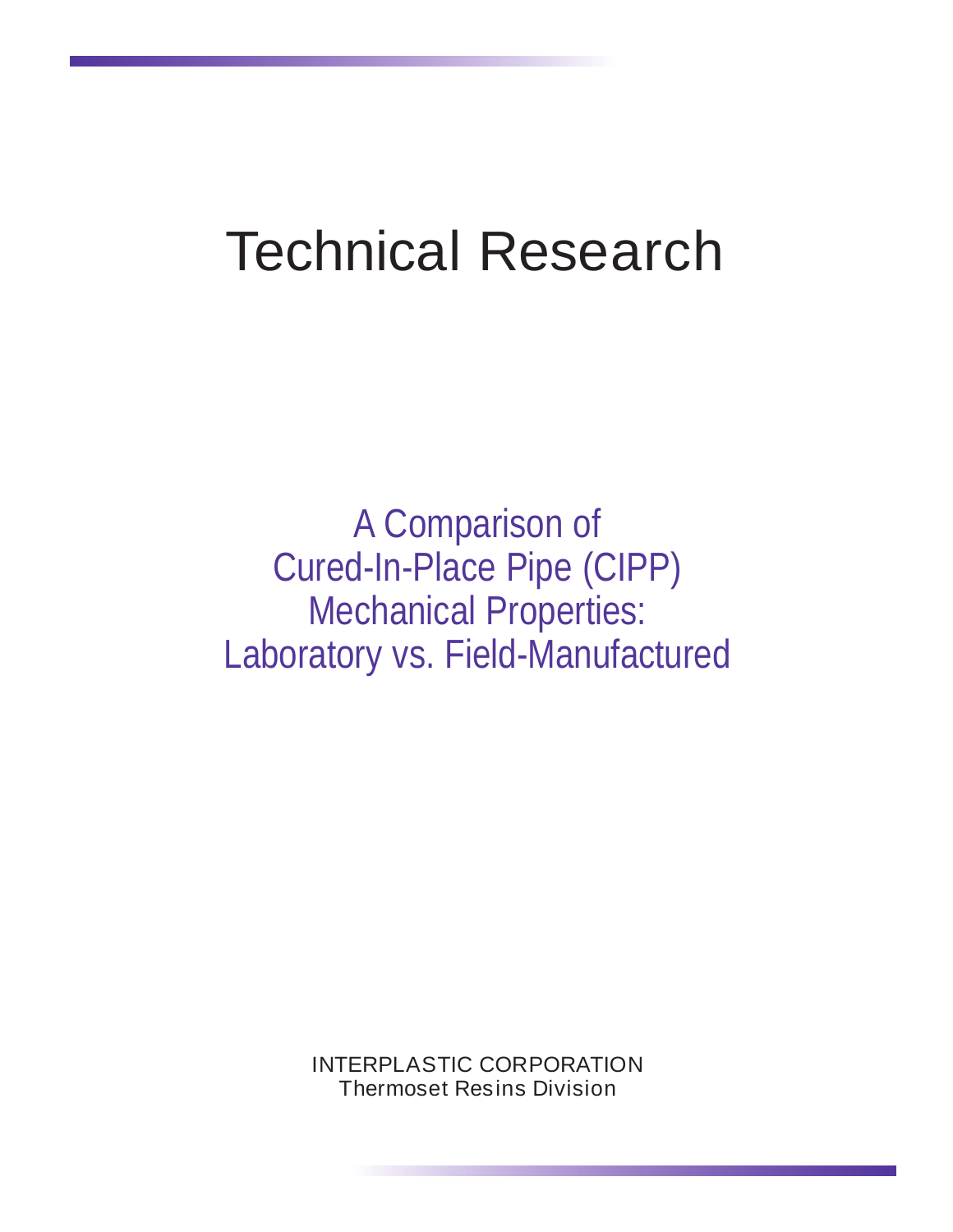# Technical Research

## A Comparison of Cured-In-Place Pipe (CIPP) Mechanical Properties: Laboratory vs. Field-Manufactured

INTERPLASTIC CORPORATION
Thermoset Resins Division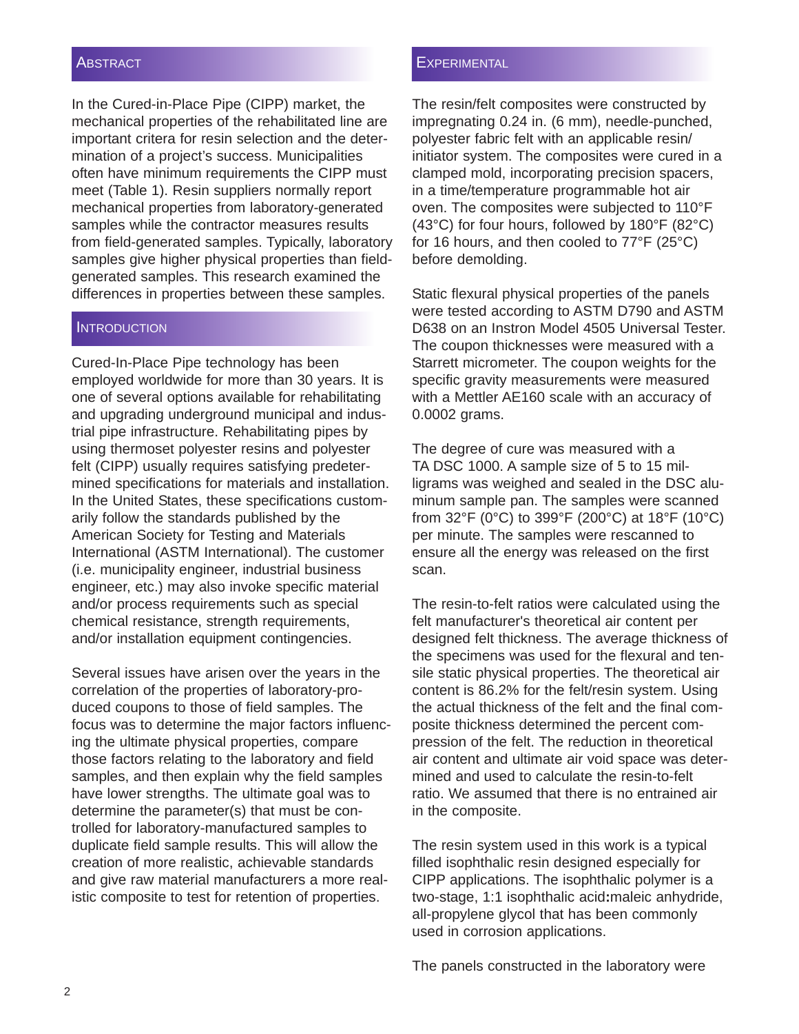## Abstract

In the Cured-in-Place Pipe (CIPP) market, the mechanical properties of the rehabilitated line are important critera for resin selection and the determination of a project's success. Municipalities often have minimum requirements the CIPP must meet (Table 1). Resin suppliers normally report mechanical properties from laboratory-generated samples while the contractor measures results from field-generated samples. Typically, laboratory samples give higher physical properties than field-generated samples. This research examined the differences in properties between these samples.

## Introduction

Cured-In-Place Pipe technology has been employed worldwide for more than 30 years. It is one of several options available for rehabilitating and upgrading underground municipal and industrial pipe infrastructure. Rehabilitating pipes by using thermoset polyester resins and polyester felt (CIPP) usually requires satisfying predetermined specifications for materials and installation. In the United States, these specifications customarily follow the standards published by the American Society for Testing and Materials International (ASTM International). The customer (i.e. municipality engineer, industrial business engineer, etc.) may also invoke specific material and/or process requirements such as special chemical resistance, strength requirements, and/or installation equipment contingencies.

Several issues have arisen over the years in the correlation of the properties of laboratory-produced coupons to those of field samples. The focus was to determine the major factors influencing the ultimate physical properties, compare those factors relating to the laboratory and field samples, and then explain why the field samples have lower strengths. The ultimate goal was to determine the parameter(s) that must be controlled for laboratory-manufactured samples to duplicate field sample results. This will allow the creation of more realistic, achievable standards and give raw material manufacturers a more realistic composite to test for retention of properties.

## Experimental

The resin/felt composites were constructed by impregnating 0.24 in. (6 mm), needle-punched, polyester fabric felt with an applicable resin/initiator system. The composites were cured in a clamped mold, incorporating precision spacers, in a time/temperature programmable hot air oven. The composites were subjected to 110°F (43°C) for four hours, followed by 180°F (82°C) for 16 hours, and then cooled to 77°F (25°C) before demolding.

Static flexural physical properties of the panels were tested according to ASTM D790 and ASTM D638 on an Instron Model 4505 Universal Tester. The coupon thicknesses were measured with a Starrett micrometer. The coupon weights for the specific gravity measurements were measured with a Mettler AE160 scale with an accuracy of 0.0002 grams.

The degree of cure was measured with a TA DSC 1000. A sample size of 5 to 15 milligrams was weighed and sealed in the DSC aluminum sample pan. The samples were scanned from 32°F (0°C) to 399°F (200°C) at 18°F (10°C) per minute. The samples were rescanned to ensure all the energy was released on the first scan.

The resin-to-felt ratios were calculated using the felt manufacturer's theoretical air content per designed felt thickness. The average thickness of the specimens was used for the flexural and tensile static physical properties. The theoretical air content is 86.2% for the felt/resin system. Using the actual thickness of the felt and the final composite thickness determined the percent compression of the felt. The reduction in theoretical air content and ultimate air void space was determined and used to calculate the resin-to-felt ratio. We assumed that there is no entrained air in the composite.

The resin system used in this work is a typical filled isophthalic resin designed especially for CIPP applications. The isophthalic polymer is a two-stage, 1:1 isophthalic acid**:**maleic anhydride, all-propylene glycol that has been commonly used in corrosion applications.

The panels constructed in the laboratory were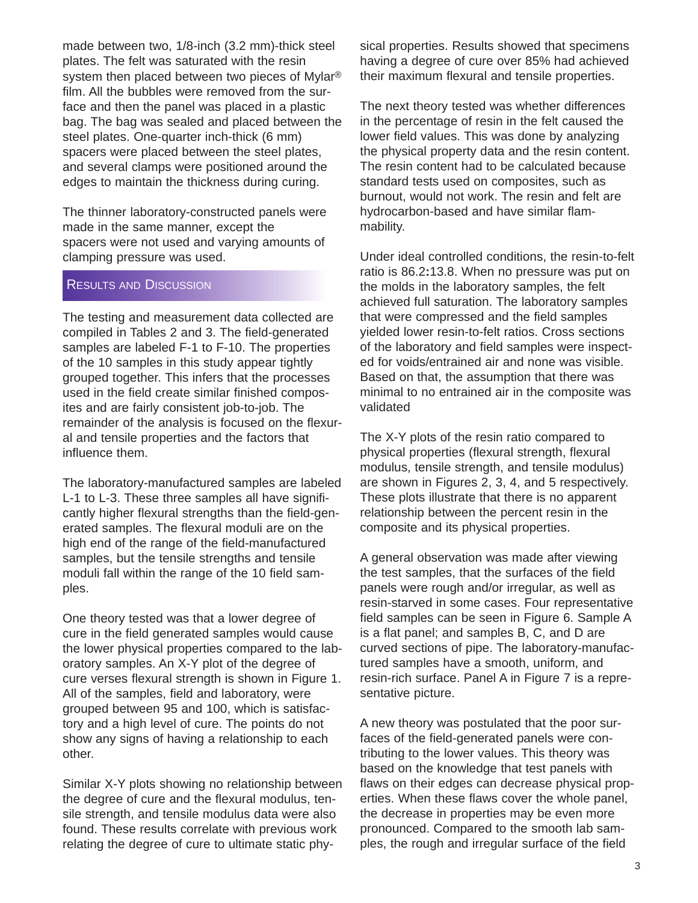made between two, 1/8-inch (3.2 mm)-thick steel plates. The felt was saturated with the resin system then placed between two pieces of Mylar® film. All the bubbles were removed from the surface and then the panel was placed in a plastic bag. The bag was sealed and placed between the steel plates. One-quarter inch-thick (6 mm) spacers were placed between the steel plates, and several clamps were positioned around the edges to maintain the thickness during curing.

The thinner laboratory-constructed panels were made in the same manner, except the spacers were not used and varying amounts of clamping pressure was used.

## Results and Discussion

The testing and measurement data collected are compiled in Tables 2 and 3. The field-generated samples are labeled F-1 to F-10. The properties of the 10 samples in this study appear tightly grouped together. This infers that the processes used in the field create similar finished composites and are fairly consistent job-to-job. The remainder of the analysis is focused on the flexural and tensile properties and the factors that influence them.

The laboratory-manufactured samples are labeled L-1 to L-3. These three samples all have significantly higher flexural strengths than the field-generated samples. The flexural moduli are on the high end of the range of the field-manufactured samples, but the tensile strengths and tensile moduli fall within the range of the 10 field samples.

One theory tested was that a lower degree of cure in the field generated samples would cause the lower physical properties compared to the laboratory samples. An X-Y plot of the degree of cure verses flexural strength is shown in Figure 1. All of the samples, field and laboratory, were grouped between 95 and 100, which is satisfactory and a high level of cure. The points do not show any signs of having a relationship to each other.

Similar X-Y plots showing no relationship between the degree of cure and the flexural modulus, tensile strength, and tensile modulus data were also found. These results correlate with previous work relating the degree of cure to ultimate static physical properties. Results showed that specimens having a degree of cure over 85% had achieved their maximum flexural and tensile properties.

The next theory tested was whether differences in the percentage of resin in the felt caused the lower field values. This was done by analyzing the physical property data and the resin content. The resin content had to be calculated because standard tests used on composites, such as burnout, would not work. The resin and felt are hydrocarbon-based and have similar flammability.

Under ideal controlled conditions, the resin-to-felt ratio is 86.2**:**13.8. When no pressure was put on the molds in the laboratory samples, the felt achieved full saturation. The laboratory samples that were compressed and the field samples yielded lower resin-to-felt ratios. Cross sections of the laboratory and field samples were inspected for voids/entrained air and none was visible. Based on that, the assumption that there was minimal to no entrained air in the composite was validated

The X-Y plots of the resin ratio compared to physical properties (flexural strength, flexural modulus, tensile strength, and tensile modulus) are shown in Figures 2, 3, 4, and 5 respectively. These plots illustrate that there is no apparent relationship between the percent resin in the composite and its physical properties.

A general observation was made after viewing the test samples, that the surfaces of the field panels were rough and/or irregular, as well as resin-starved in some cases. Four representative field samples can be seen in Figure 6. Sample A is a flat panel; and samples B, C, and D are curved sections of pipe. The laboratory-manufactured samples have a smooth, uniform, and resin-rich surface. Panel A in Figure 7 is a representative picture.

A new theory was postulated that the poor surfaces of the field-generated panels were contributing to the lower values. This theory was based on the knowledge that test panels with flaws on their edges can decrease physical properties. When these flaws cover the whole panel, the decrease in properties may be even more pronounced. Compared to the smooth lab samples, the rough and irregular surface of the field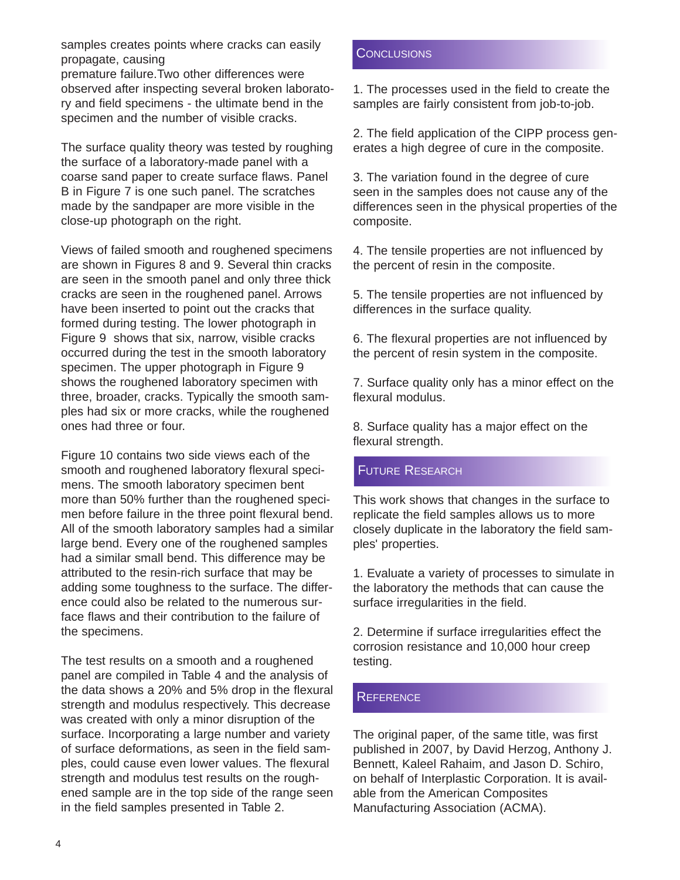samples creates points where cracks can easily propagate, causing premature failure.Two other differences were observed after inspecting several broken laboratory and field specimens - the ultimate bend in the specimen and the number of visible cracks.

The surface quality theory was tested by roughing the surface of a laboratory-made panel with a coarse sand paper to create surface flaws. Panel B in Figure 7 is one such panel. The scratches made by the sandpaper are more visible in the close-up photograph on the right.

Views of failed smooth and roughened specimens are shown in Figures 8 and 9. Several thin cracks are seen in the smooth panel and only three thick cracks are seen in the roughened panel. Arrows have been inserted to point out the cracks that formed during testing. The lower photograph in Figure 9 shows that six, narrow, visible cracks occurred during the test in the smooth laboratory specimen. The upper photograph in Figure 9 shows the roughened laboratory specimen with three, broader, cracks. Typically the smooth samples had six or more cracks, while the roughened ones had three or four.

Figure 10 contains two side views each of the smooth and roughened laboratory flexural specimens. The smooth laboratory specimen bent more than 50% further than the roughened specimen before failure in the three point flexural bend. All of the smooth laboratory samples had a similar large bend. Every one of the roughened samples had a similar small bend. This difference may be attributed to the resin-rich surface that may be adding some toughness to the surface. The difference could also be related to the numerous surface flaws and their contribution to the failure of the specimens.

The test results on a smooth and a roughened panel are compiled in Table 4 and the analysis of the data shows a 20% and 5% drop in the flexural strength and modulus respectively. This decrease was created with only a minor disruption of the surface. Incorporating a large number and variety of surface deformations, as seen in the field samples, could cause even lower values. The flexural strength and modulus test results on the roughened sample are in the top side of the range seen in the field samples presented in Table 2.

## Conclusions

1. The processes used in the field to create the samples are fairly consistent from job-to-job.

2. The field application of the CIPP process generates a high degree of cure in the composite.

3. The variation found in the degree of cure seen in the samples does not cause any of the differences seen in the physical properties of the composite.

4. The tensile properties are not influenced by the percent of resin in the composite.

5. The tensile properties are not influenced by differences in the surface quality.

6. The flexural properties are not influenced by the percent of resin system in the composite.

7. Surface quality only has a minor effect on the flexural modulus.

8. Surface quality has a major effect on the flexural strength.

## Future Research

This work shows that changes in the surface to replicate the field samples allows us to more closely duplicate in the laboratory the field samples' properties.

1. Evaluate a variety of processes to simulate in the laboratory the methods that can cause the surface irregularities in the field.

2. Determine if surface irregularities effect the corrosion resistance and 10,000 hour creep testing.

## Reference

The original paper, of the same title, was first published in 2007, by David Herzog, Anthony J. Bennett, Kaleel Rahaim, and Jason D. Schiro, on behalf of Interplastic Corporation. It is available from the American Composites Manufacturing Association (ACMA).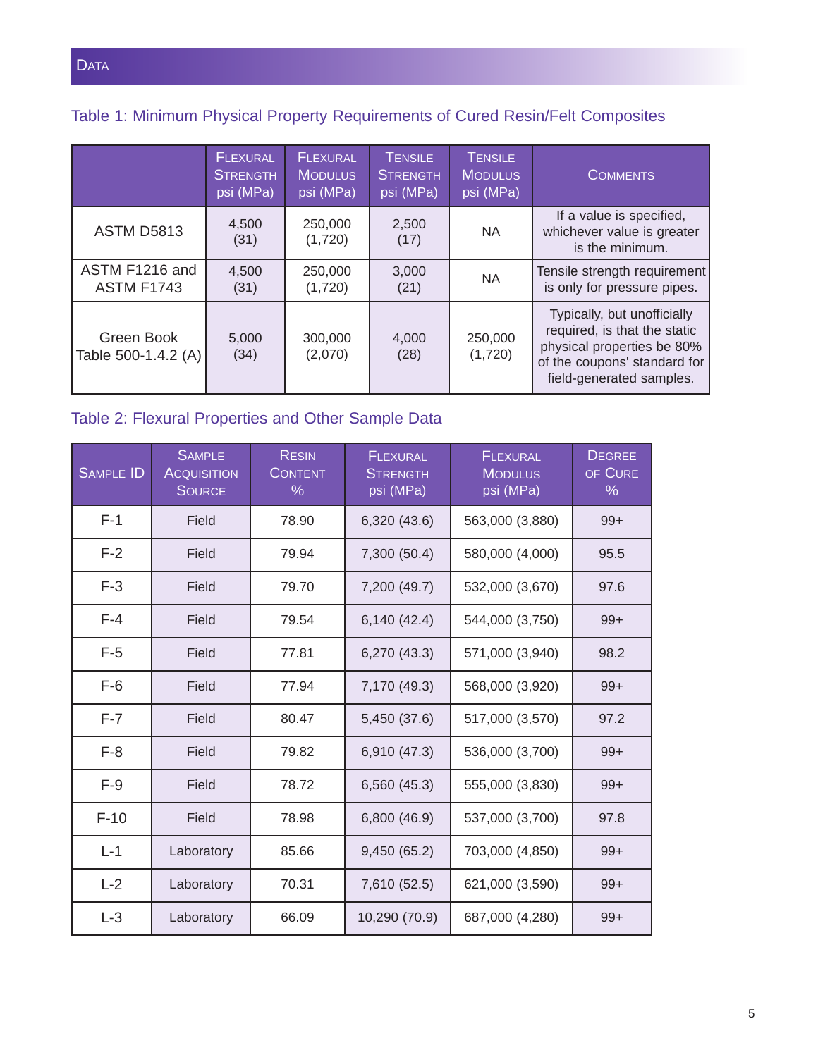## Data

Table 1: Minimum Physical Property Requirements of Cured Resin/Felt Composites

| | Flexural Strength psi (MPa) | Flexural Modulus psi (MPa) | Tensile Strength psi (MPa) | Tensile Modulus psi (MPa) | Comments |
|---|---|---|---|---|---|
| ASTM D5813 | 4,500 (31) | 250,000 (1,720) | 2,500 (17) | NA | If a value is specified, whichever value is greater is the minimum. |
| ASTM F1216 and ASTM F1743 | 4,500 (31) | 250,000 (1,720) | 3,000 (21) | NA | Tensile strength requirement is only for pressure pipes. |
| Green Book Table 500-1.4.2 (A) | 5,000 (34) | 300,000 (2,070) | 4,000 (28) | 250,000 (1,720) | Typically, but unofficially required, is that the static physical properties be 80% of the coupons' standard for field-generated samples. |

Table 2: Flexural Properties and Other Sample Data

| Sample ID | Sample Acquisition Source | Resin Content % | Flexural Strength psi (MPa) | Flexural Modulus psi (MPa) | Degree of Cure % |
|---|---|---|---|---|---|
| F-1 | Field | 78.90 | 6,320 (43.6) | 563,000 (3,880) | 99+ |
| F-2 | Field | 79.94 | 7,300 (50.4) | 580,000 (4,000) | 95.5 |
| F-3 | Field | 79.70 | 7,200 (49.7) | 532,000 (3,670) | 97.6 |
| F-4 | Field | 79.54 | 6,140 (42.4) | 544,000 (3,750) | 99+ |
| F-5 | Field | 77.81 | 6,270 (43.3) | 571,000 (3,940) | 98.2 |
| F-6 | Field | 77.94 | 7,170 (49.3) | 568,000 (3,920) | 99+ |
| F-7 | Field | 80.47 | 5,450 (37.6) | 517,000 (3,570) | 97.2 |
| F-8 | Field | 79.82 | 6,910 (47.3) | 536,000 (3,700) | 99+ |
| F-9 | Field | 78.72 | 6,560 (45.3) | 555,000 (3,830) | 99+ |
| F-10 | Field | 78.98 | 6,800 (46.9) | 537,000 (3,700) | 97.8 |
| L-1 | Laboratory | 85.66 | 9,450 (65.2) | 703,000 (4,850) | 99+ |
| L-2 | Laboratory | 70.31 | 7,610 (52.5) | 621,000 (3,590) | 99+ |
| L-3 | Laboratory | 66.09 | 10,290 (70.9) | 687,000 (4,280) | 99+ |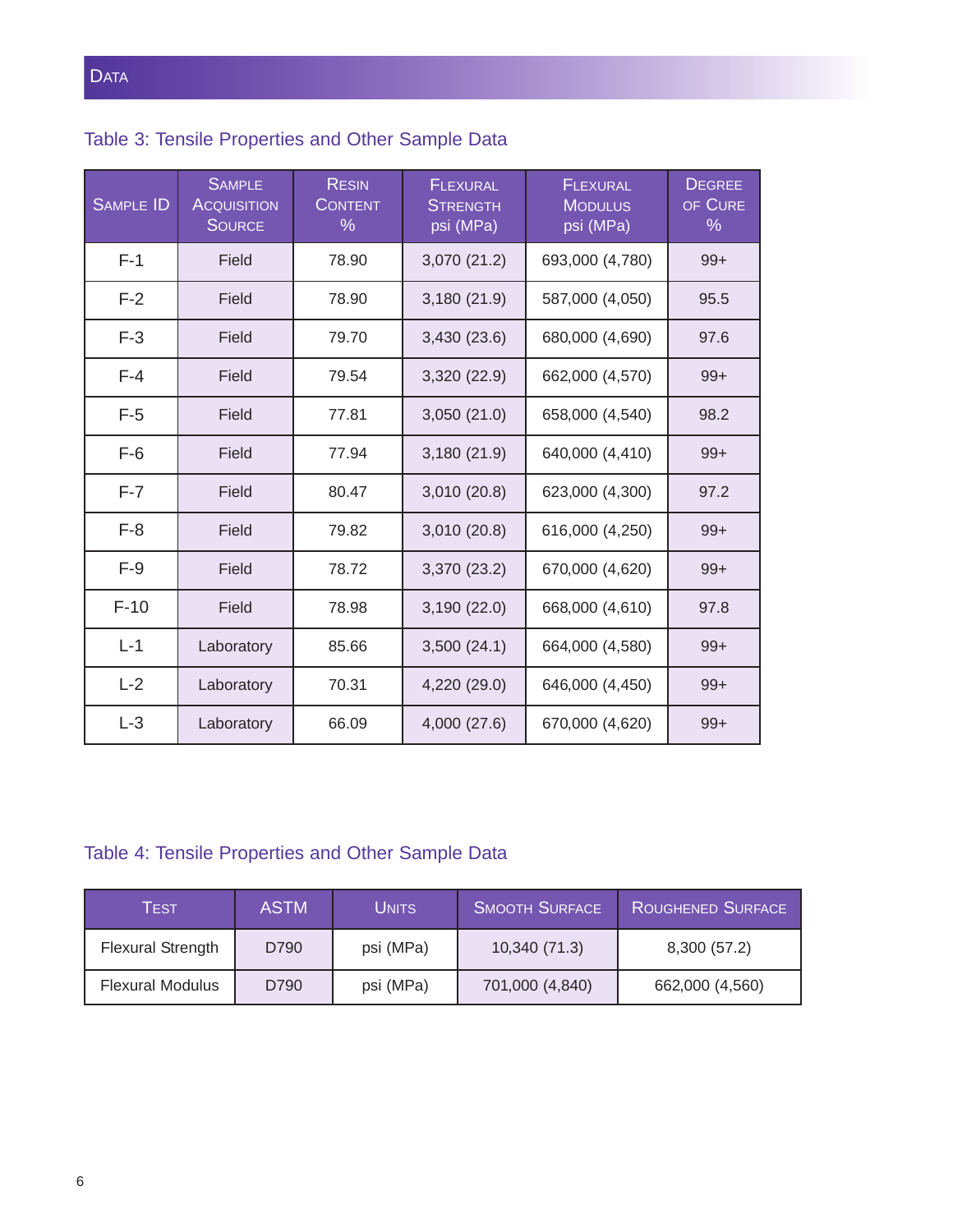## Data

### Table 3: Tensile Properties and Other Sample Data

| Sample ID | Sample Acquisition Source | Resin Content % | Flexural Strength psi (MPa) | Flexural Modulus psi (MPa) | Degree of Cure % |
|---|---|---|---|---|---|
| F-1 | Field | 78.90 | 3,070 (21.2) | 693,000 (4,780) | 99+ |
| F-2 | Field | 78.90 | 3,180 (21.9) | 587,000 (4,050) | 95.5 |
| F-3 | Field | 79.70 | 3,430 (23.6) | 680,000 (4,690) | 97.6 |
| F-4 | Field | 79.54 | 3,320 (22.9) | 662,000 (4,570) | 99+ |
| F-5 | Field | 77.81 | 3,050 (21.0) | 658,000 (4,540) | 98.2 |
| F-6 | Field | 77.94 | 3,180 (21.9) | 640,000 (4,410) | 99+ |
| F-7 | Field | 80.47 | 3,010 (20.8) | 623,000 (4,300) | 97.2 |
| F-8 | Field | 79.82 | 3,010 (20.8) | 616,000 (4,250) | 99+ |
| F-9 | Field | 78.72 | 3,370 (23.2) | 670,000 (4,620) | 99+ |
| F-10 | Field | 78.98 | 3,190 (22.0) | 668,000 (4,610) | 97.8 |
| L-1 | Laboratory | 85.66 | 3,500 (24.1) | 664,000 (4,580) | 99+ |
| L-2 | Laboratory | 70.31 | 4,220 (29.0) | 646,000 (4,450) | 99+ |
| L-3 | Laboratory | 66.09 | 4,000 (27.6) | 670,000 (4,620) | 99+ |

### Table 4: Tensile Properties and Other Sample Data

| Test | ASTM | Units | Smooth Surface | Roughened Surface |
|---|---|---|---|---|
| Flexural Strength | D790 | psi (MPa) | 10,340 (71.3) | 8,300 (57.2) |
| Flexural Modulus | D790 | psi (MPa) | 701,000 (4,840) | 662,000 (4,560) |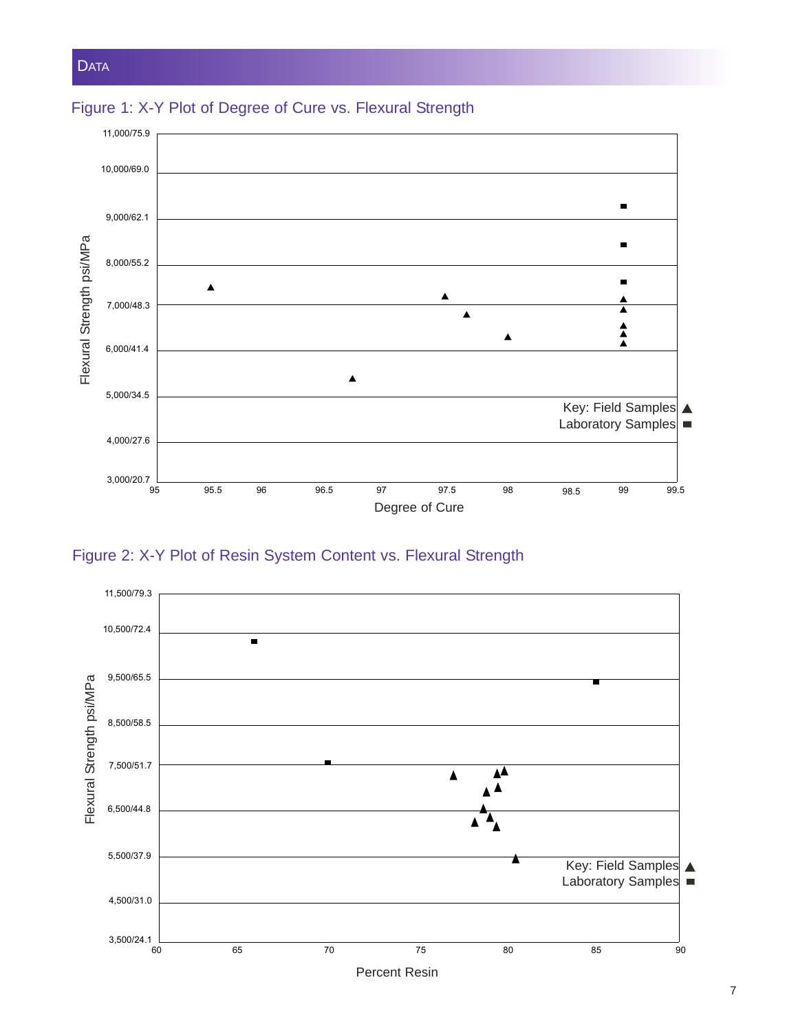## DATA

Figure 1: X-Y Plot of Degree of Cure vs. Flexural Strength

Figure 2: X-Y Plot of Resin System Content vs. Flexural Strength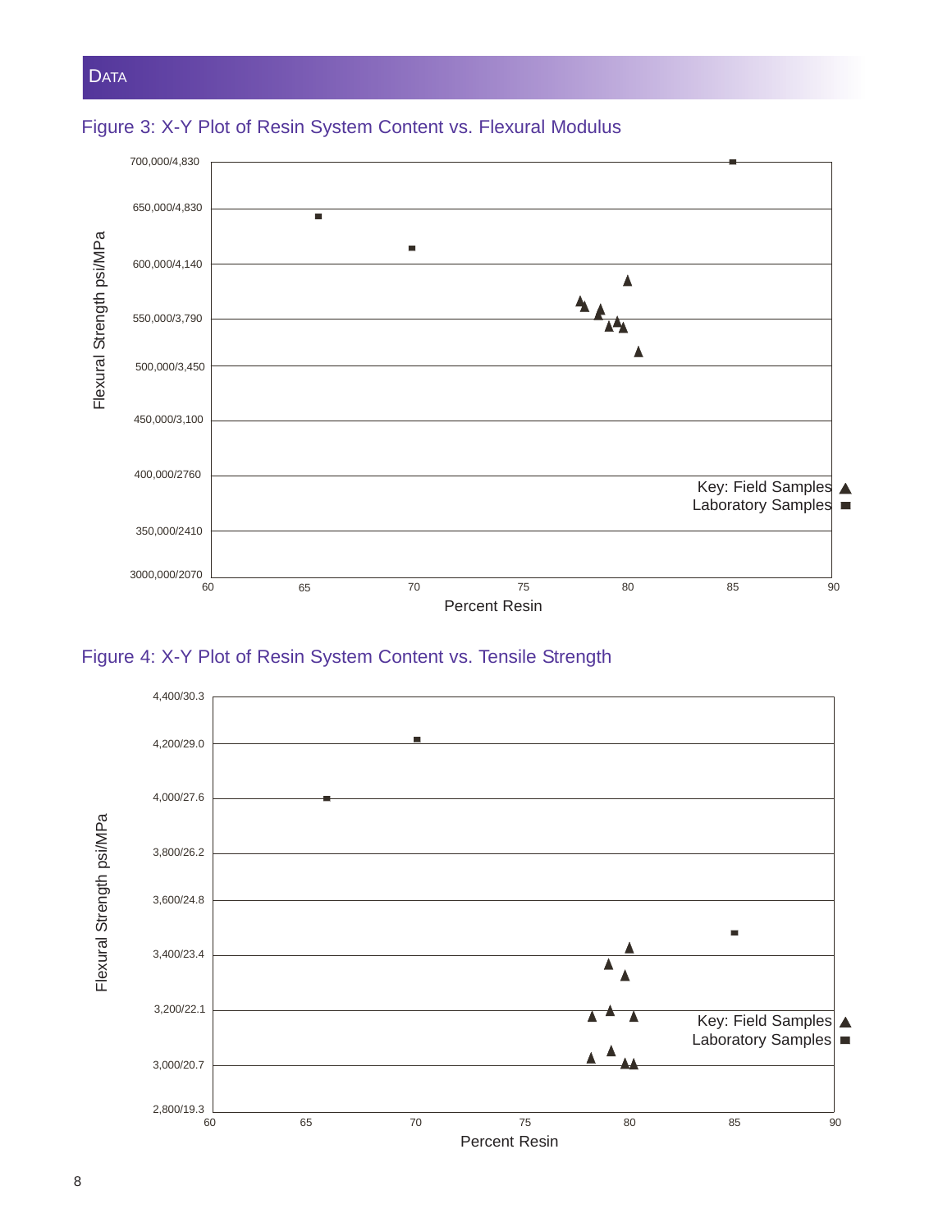## Data

### Figure 3: X-Y Plot of Resin System Content vs. Flexural Modulus

Flexural Strength psi/MPa

700,000/4,830
650,000/4,830
600,000/4,140
550,000/3,790
500,000/3,450
450,000/3,100
400,000/2760
350,000/2410
3000,000/2070

60 65 70 75 80 85 90

Percent Resin

Key: Field Samples ▲
Laboratory Samples ■

### Figure 4: X-Y Plot of Resin System Content vs. Tensile Strength

Flexural Strength psi/MPa

4,400/30.3
4,200/29.0
4,000/27.6
3,800/26.2
3,600/24.8
3,400/23.4
3,200/22.1
3,000/20.7
2,800/19.3

60 65 70 75 80 85 90

Percent Resin

Key: Field Samples ▲
Laboratory Samples ■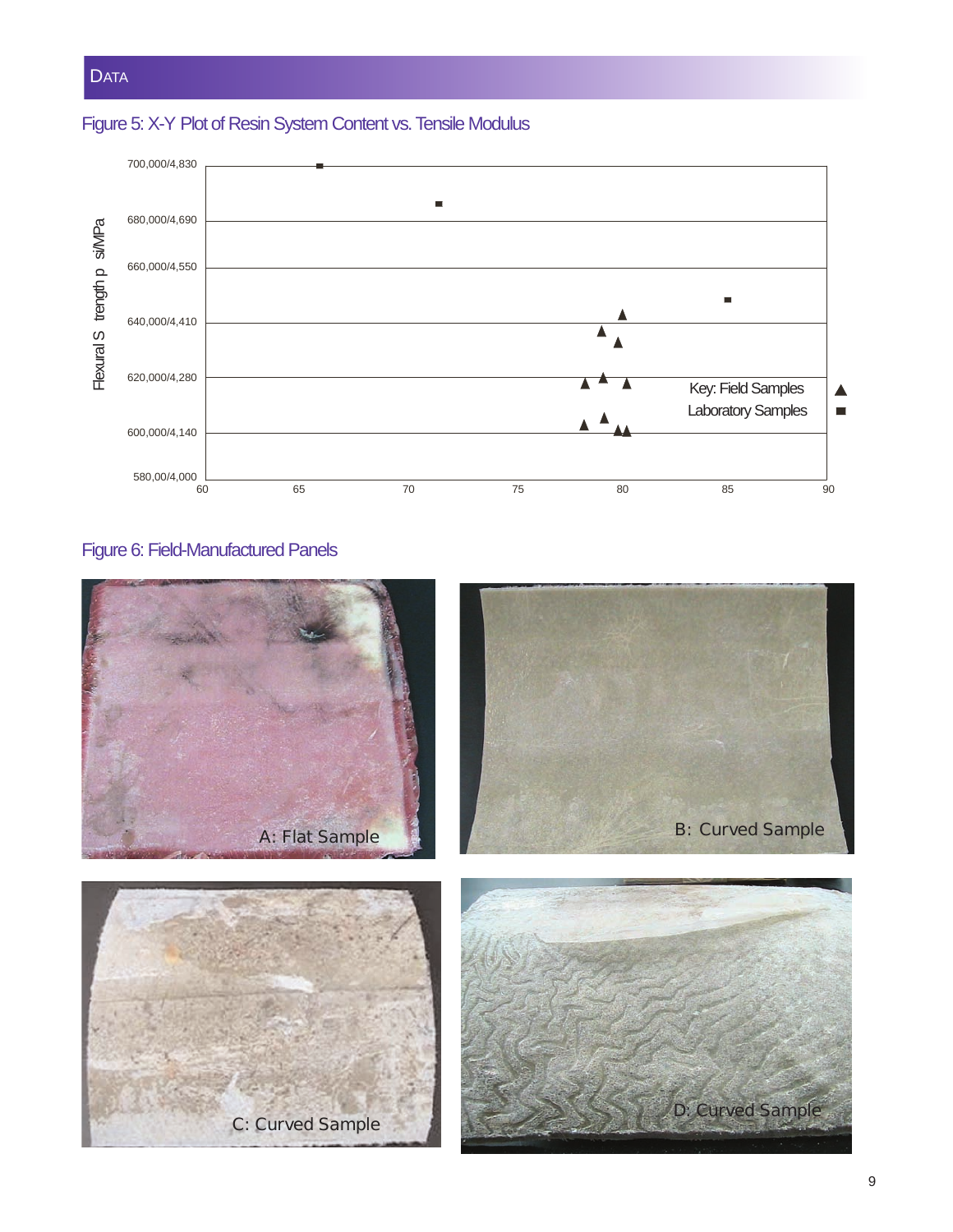## DATA

### Figure 5: X-Y Plot of Resin System Content vs. Tensile Modulus

### Figure 6: Field-Manufactured Panels

A: Flat Sample

B: Curved Sample

C: Curved Sample

D: Curved Sample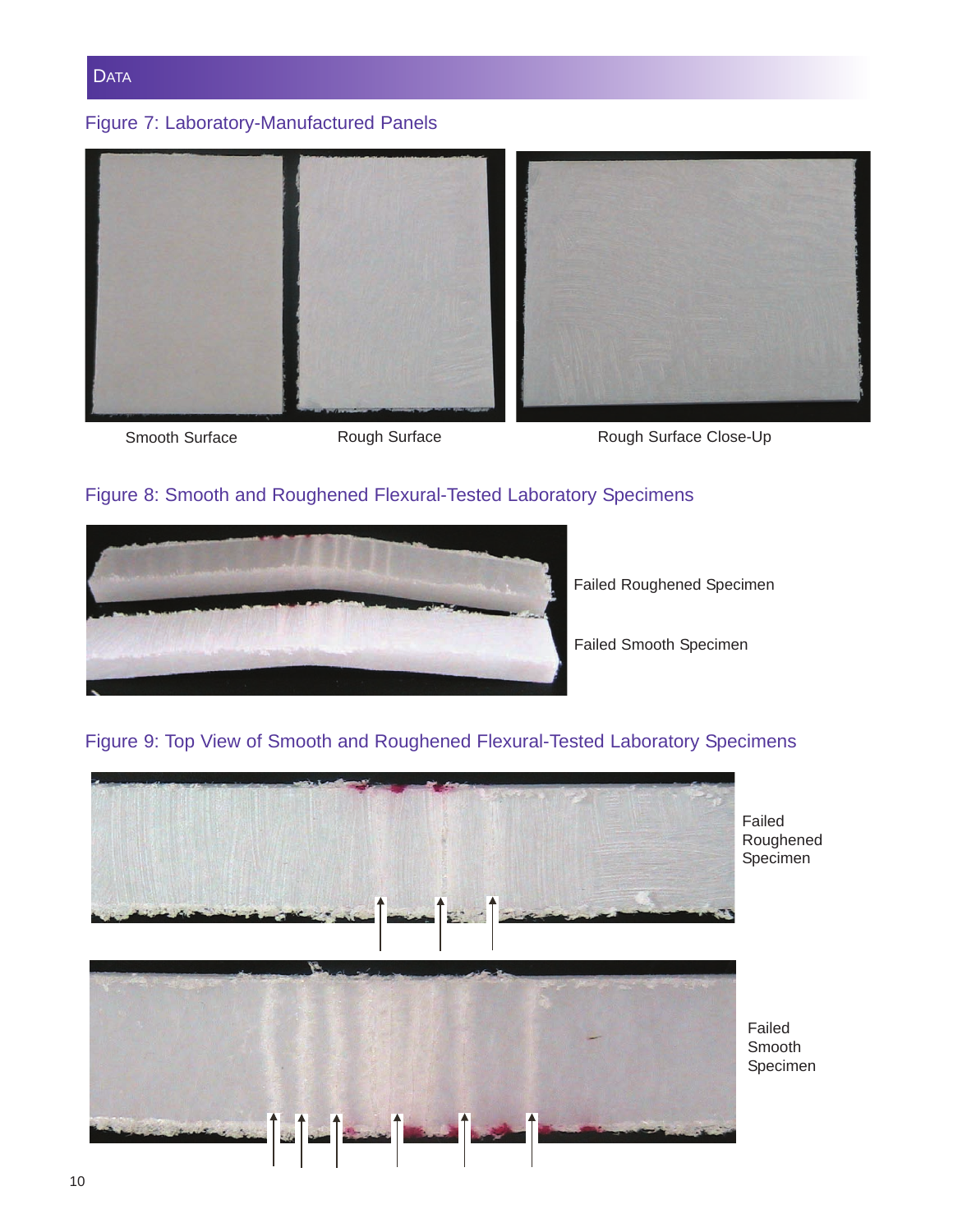## Data

### Figure 7: Laboratory-Manufactured Panels

Smooth Surface

Rough Surface

Rough Surface Close-Up

### Figure 8: Smooth and Roughened Flexural-Tested Laboratory Specimens

Failed Roughened Specimen

Failed Smooth Specimen

### Figure 9: Top View of Smooth and Roughened Flexural-Tested Laboratory Specimens

Failed Roughened Specimen

Failed Smooth Specimen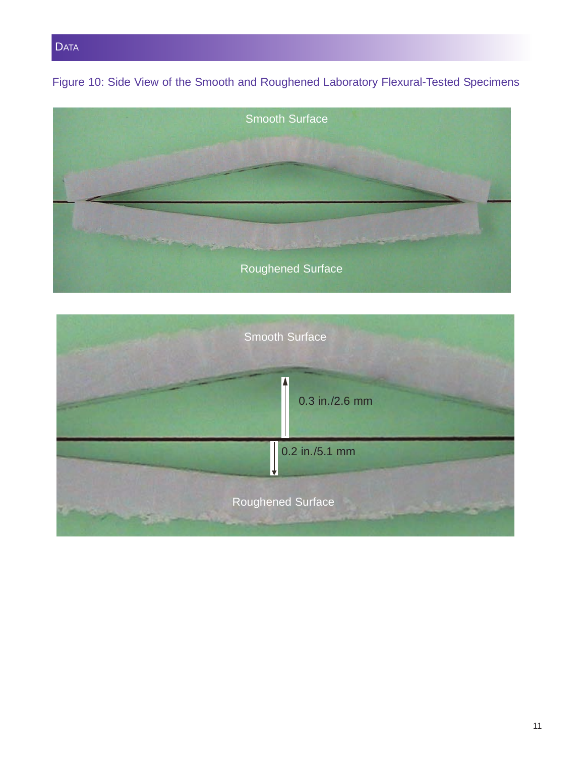Figure 10: Side View of the Smooth and Roughened Laboratory Flexural-Tested Specimens

Smooth Surface

Roughened Surface

Smooth Surface

0.3 in./2.6 mm

0.2 in./5.1 mm

Roughened Surface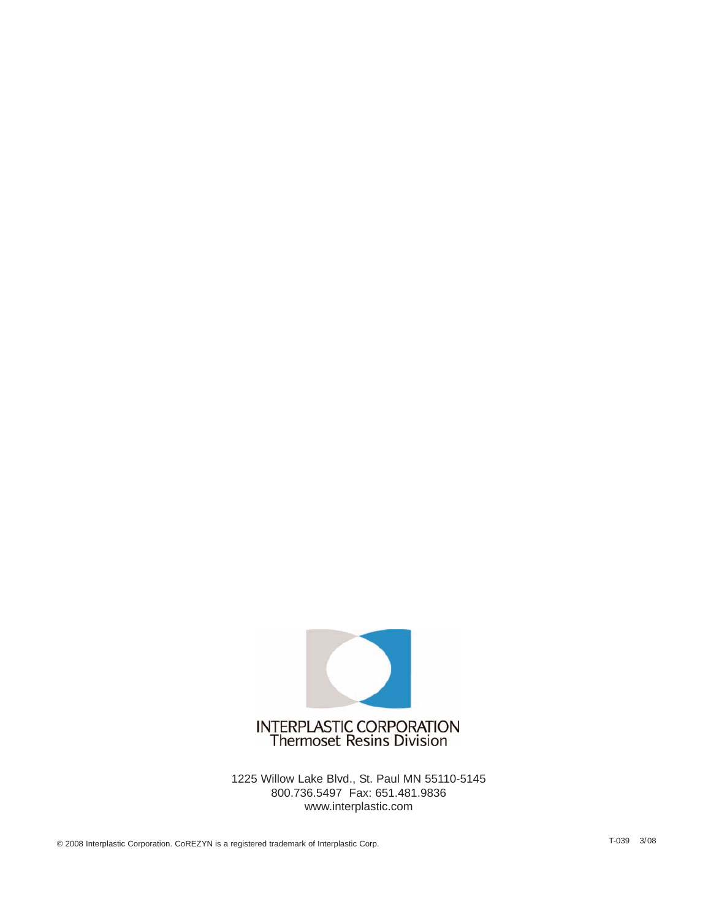INTERPLASTIC CORPORATION
Thermoset Resins Division

1225 Willow Lake Blvd., St. Paul MN 55110-5145
800.736.5497 Fax: 651.481.9836
www.interplastic.com

© 2008 Interplastic Corporation. CoREZYN is a registered trademark of Interplastic Corp.

T-039 3/08